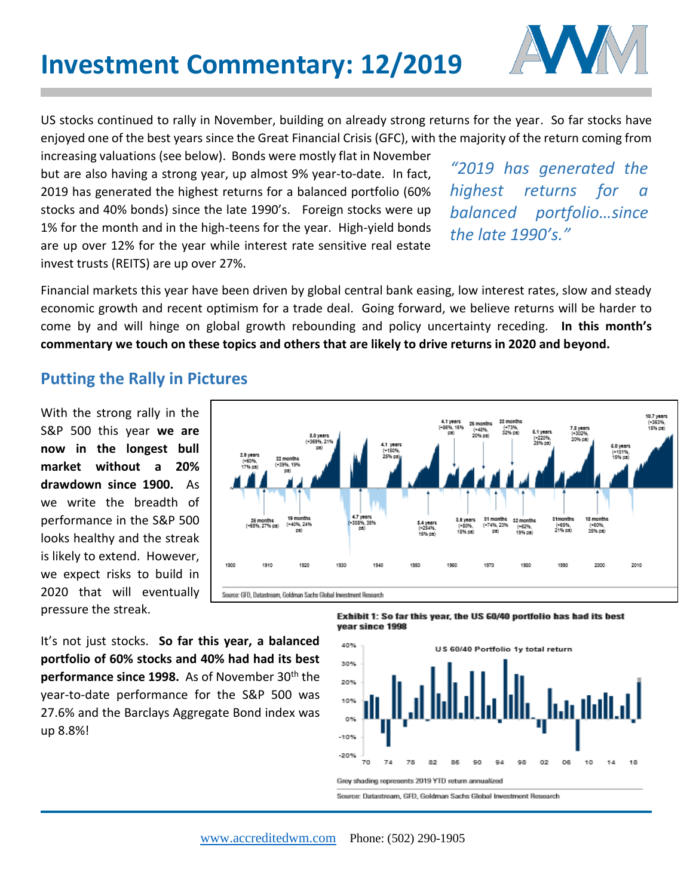# Investment Commentary: 12/2019

US stocks continued to rally in November, building on already strong returns for the year. So far stocks have enjoyed one of the best years since the Great Financial Crisis (GFC), with the majority of the return coming from increasing valuations (see below). Bonds were mostly flat in November but are also having a strong year, up almost 9% year-to-date. In fact, 2019 has generated the highest returns for a balanced portfolio (60% stocks and 40% bonds) since the late 1990's. Foreign stocks were up 1% for the month and in the high-teens for the year. High-yield bonds are up over 12% for the year while interest rate sensitive real estate invest trusts (REITS) are up over 27%.

*"2019 has generated the highest returns for a balanced portfolio…since the late 1990's."*

Financial markets this year have been driven by global central bank easing, low interest rates, slow and steady economic growth and recent optimism for a trade deal. Going forward, we believe returns will be harder to come by and will hinge on global growth rebounding and policy uncertainty receding. **In this month's commentary we touch on these topics and others that are likely to drive returns in 2020 and beyond.**

## Putting the Rally in Pictures

With the strong rally in the S&P 500 this year **we are now in the longest bull market without a 20% drawdown since 1900.** As we write the breadth of performance in the S&P 500 looks healthy and the streak is likely to extend. However, we expect risks to build in 2020 that will eventually pressure the streak.

Source: GFD, Datastream, Goldman Sachs Global Investment Research

It's not just stocks. **So far this year, a balanced portfolio of 60% stocks and 40% had had its best performance since 1998.** As of November 30th the year-to-date performance for the S&P 500 was 27.6% and the Barclays Aggregate Bond index was up 8.8%!

**Exhibit 1: So far this year, the US 60/40 portfolio has had its best year since 1998**

Grey shading represents 2019 YTD return annualized

Source: Datastream, GFD, Goldman Sachs Global Investment Research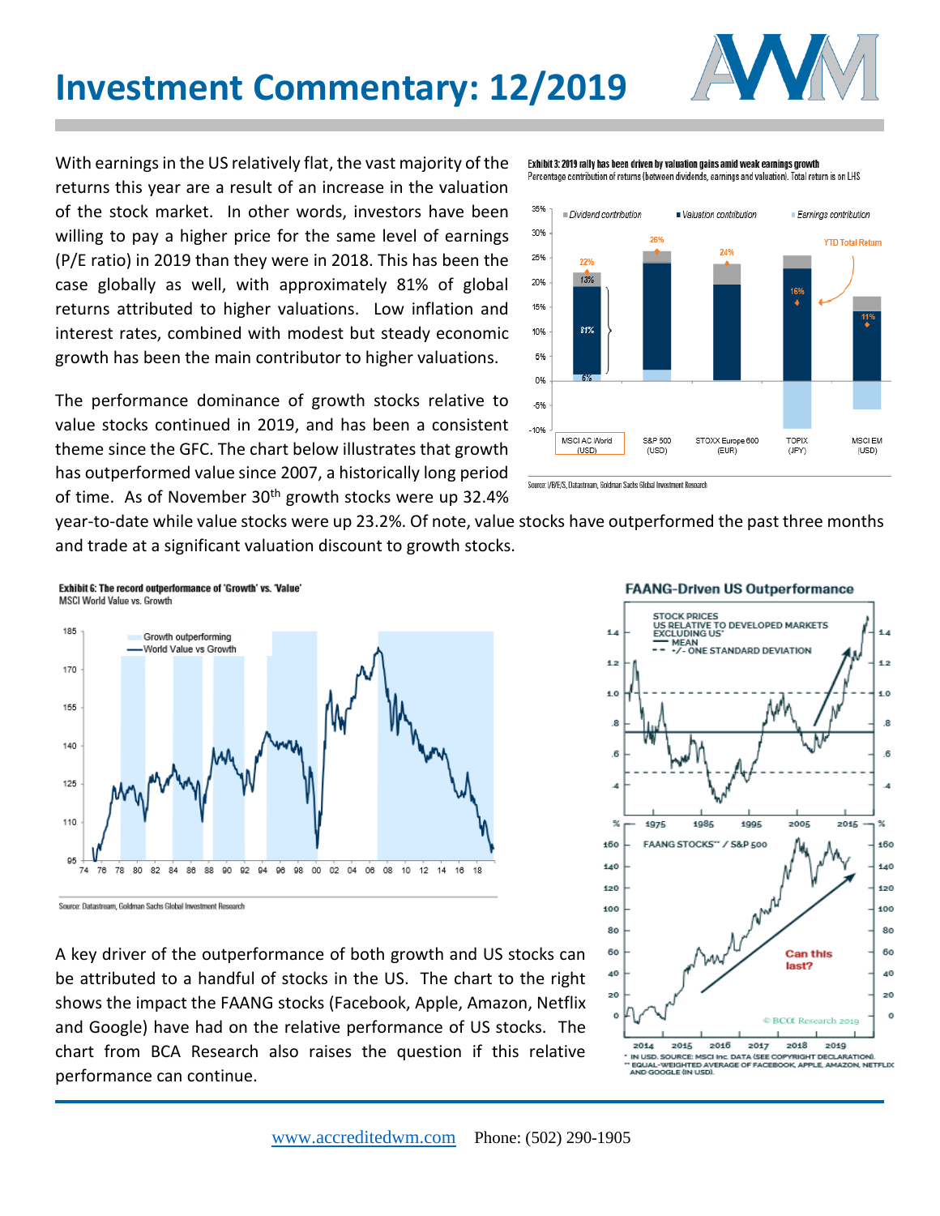# Investment Commentary: 12/2019

With earnings in the US relatively flat, the vast majority of the returns this year are a result of an increase in the valuation of the stock market. In other words, investors have been willing to pay a higher price for the same level of earnings (P/E ratio) in 2019 than they were in 2018. This has been the case globally as well, with approximately 81% of global returns attributed to higher valuations. Low inflation and interest rates, combined with modest but steady economic growth has been the main contributor to higher valuations.

The performance dominance of growth stocks relative to value stocks continued in 2019, and has been a consistent theme since the GFC. The chart below illustrates that growth has outperformed value since 2007, a historically long period of time. As of November 30th growth stocks were up 32.4% year-to-date while value stocks were up 23.2%. Of note, value stocks have outperformed the past three months and trade at a significant valuation discount to growth stocks.

A key driver of the outperformance of both growth and US stocks can be attributed to a handful of stocks in the US. The chart to the right shows the impact the FAANG stocks (Facebook, Apple, Amazon, Netflix and Google) have had on the relative performance of US stocks. The chart from BCA Research also raises the question if this relative performance can continue.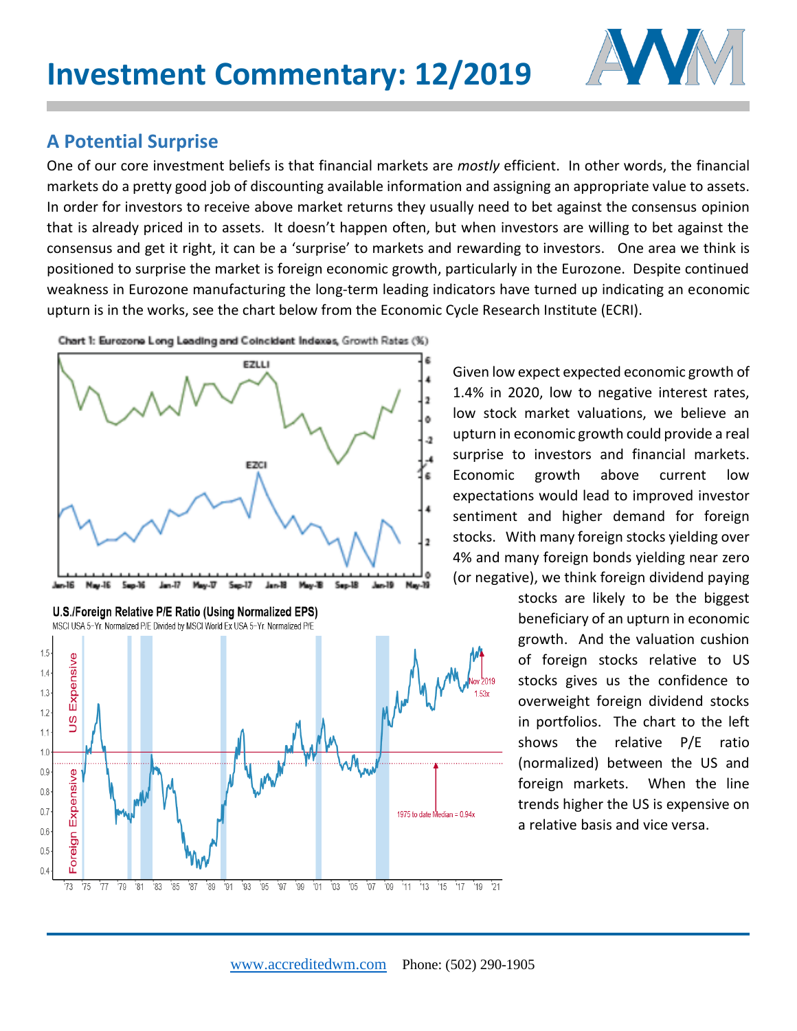# Investment Commentary: 12/2019

## A Potential Surprise

One of our core investment beliefs is that financial markets are *mostly* efficient. In other words, the financial markets do a pretty good job of discounting available information and assigning an appropriate value to assets. In order for investors to receive above market returns they usually need to bet against the consensus opinion that is already priced in to assets. It doesn't happen often, but when investors are willing to bet against the consensus and get it right, it can be a 'surprise' to markets and rewarding to investors. One area we think is positioned to surprise the market is foreign economic growth, particularly in the Eurozone. Despite continued weakness in Eurozone manufacturing the long-term leading indicators have turned up indicating an economic upturn is in the works, see the chart below from the Economic Cycle Research Institute (ECRI).

Chart 1: Eurozone Long Leading and Coincident Indexes, Growth Rates (%)

Given low expect expected economic growth of 1.4% in 2020, low to negative interest rates, low stock market valuations, we believe an upturn in economic growth could provide a real surprise to investors and financial markets. Economic growth above current low expectations would lead to improved investor sentiment and higher demand for foreign stocks. With many foreign stocks yielding over 4% and many foreign bonds yielding near zero (or negative), we think foreign dividend paying stocks are likely to be the biggest beneficiary of an upturn in economic growth. And the valuation cushion of foreign stocks relative to US stocks gives us the confidence to overweight foreign dividend stocks in portfolios. The chart to the left shows the relative P/E ratio (normalized) between the US and foreign markets. When the line trends higher the US is expensive on a relative basis and vice versa.

U.S./Foreign Relative P/E Ratio (Using Normalized EPS)

MSCI USA 5-Yr. Normalized P/E Divided by MSCI World Ex USA 5-Yr. Normalized P/E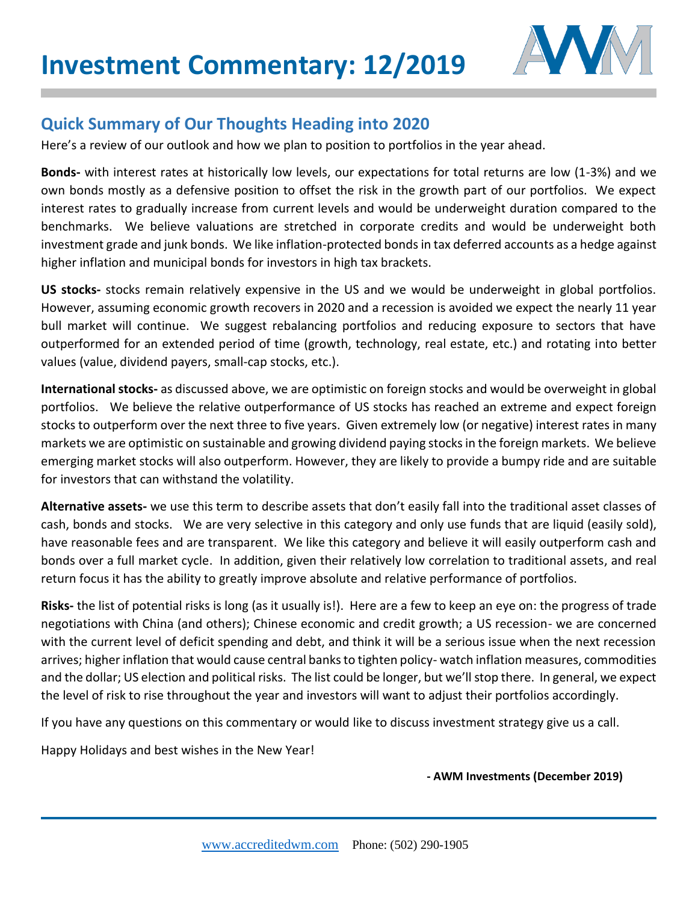# Investment Commentary: 12/2019

## Quick Summary of Our Thoughts Heading into 2020

Here's a review of our outlook and how we plan to position to portfolios in the year ahead.

**Bonds-** with interest rates at historically low levels, our expectations for total returns are low (1-3%) and we own bonds mostly as a defensive position to offset the risk in the growth part of our portfolios. We expect interest rates to gradually increase from current levels and would be underweight duration compared to the benchmarks. We believe valuations are stretched in corporate credits and would be underweight both investment grade and junk bonds. We like inflation-protected bonds in tax deferred accounts as a hedge against higher inflation and municipal bonds for investors in high tax brackets.

**US stocks-** stocks remain relatively expensive in the US and we would be underweight in global portfolios. However, assuming economic growth recovers in 2020 and a recession is avoided we expect the nearly 11 year bull market will continue. We suggest rebalancing portfolios and reducing exposure to sectors that have outperformed for an extended period of time (growth, technology, real estate, etc.) and rotating into better values (value, dividend payers, small-cap stocks, etc.).

**International stocks-** as discussed above, we are optimistic on foreign stocks and would be overweight in global portfolios. We believe the relative outperformance of US stocks has reached an extreme and expect foreign stocks to outperform over the next three to five years. Given extremely low (or negative) interest rates in many markets we are optimistic on sustainable and growing dividend paying stocks in the foreign markets. We believe emerging market stocks will also outperform. However, they are likely to provide a bumpy ride and are suitable for investors that can withstand the volatility.

**Alternative assets-** we use this term to describe assets that don't easily fall into the traditional asset classes of cash, bonds and stocks. We are very selective in this category and only use funds that are liquid (easily sold), have reasonable fees and are transparent. We like this category and believe it will easily outperform cash and bonds over a full market cycle. In addition, given their relatively low correlation to traditional assets, and real return focus it has the ability to greatly improve absolute and relative performance of portfolios.

**Risks-** the list of potential risks is long (as it usually is!). Here are a few to keep an eye on: the progress of trade negotiations with China (and others); Chinese economic and credit growth; a US recession- we are concerned with the current level of deficit spending and debt, and think it will be a serious issue when the next recession arrives; higher inflation that would cause central banks to tighten policy- watch inflation measures, commodities and the dollar; US election and political risks. The list could be longer, but we'll stop there. In general, we expect the level of risk to rise throughout the year and investors will want to adjust their portfolios accordingly.

If you have any questions on this commentary or would like to discuss investment strategy give us a call.

Happy Holidays and best wishes in the New Year!

**- AWM Investments (December 2019)**

www.accreditedwm.com Phone: (502) 290-1905